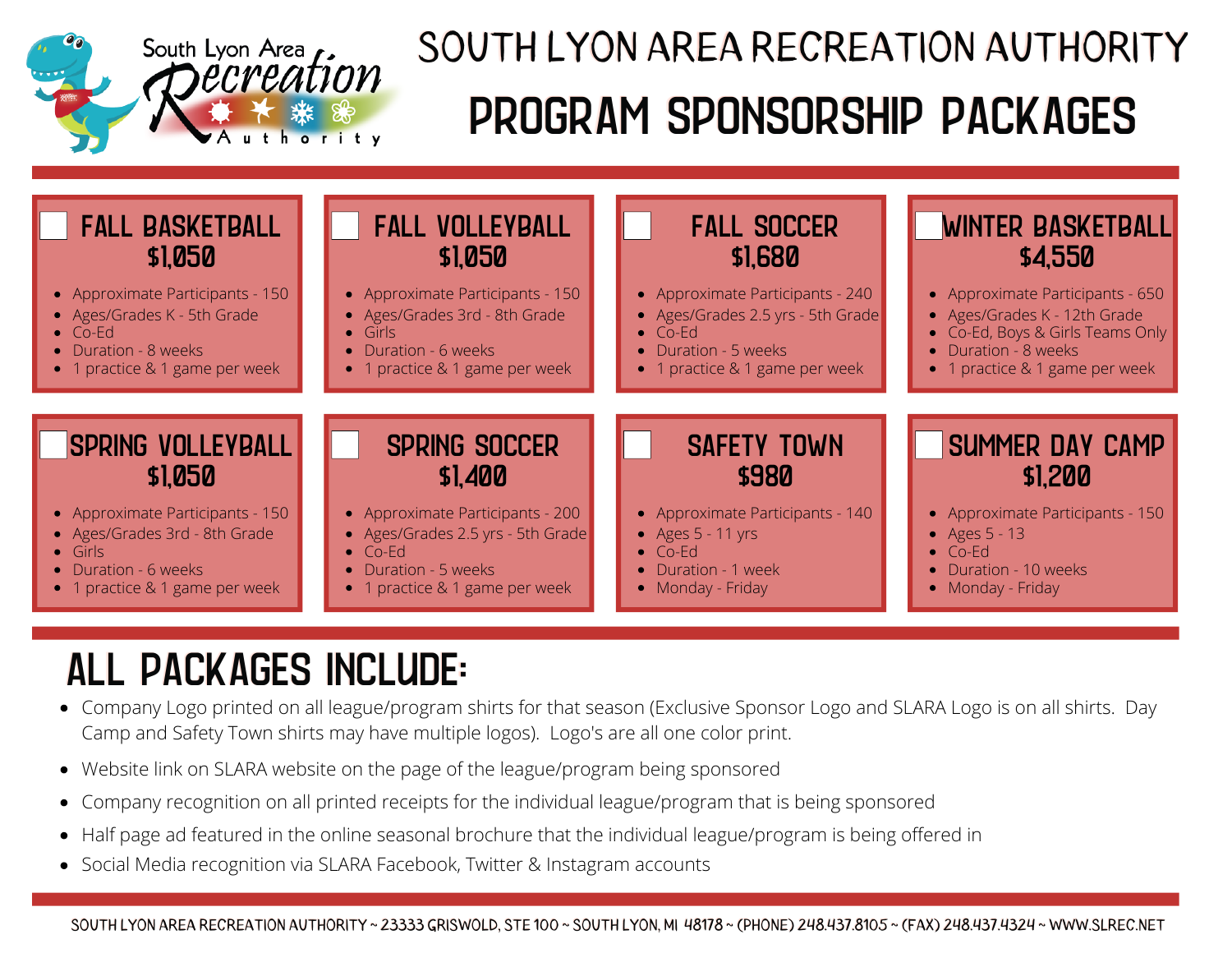South Lyon Area Recreation Authority

# SOUTH LYON AREA RECREATION AUTHORITY

# PROGRAM SPONSORSHIP PACKAGES

## ☐ FALL BASKETBALL
### $1,050

- Approximate Participants - 150
- Ages/Grades K - 5th Grade
- Co-Ed
- Duration - 8 weeks
- 1 practice & 1 game per week

## ☐ FALL VOLLEYBALL
### $1,050

- Approximate Participants - 150
- Ages/Grades 3rd - 8th Grade
- Girls
- Duration - 6 weeks
- 1 practice & 1 game per week

## ☐ FALL SOCCER
### $1,680

- Approximate Participants - 240
- Ages/Grades 2.5 yrs - 5th Grade
- Co-Ed
- Duration - 5 weeks
- 1 practice & 1 game per week

## ☐ WINTER BASKETBALL
### $4,550

- Approximate Participants - 650
- Ages/Grades K - 12th Grade
- Co-Ed, Boys & Girls Teams Only
- Duration - 8 weeks
- 1 practice & 1 game per week

## ☐ SPRING VOLLEYBALL
### $1,050

- Approximate Participants - 150
- Ages/Grades 3rd - 8th Grade
- Girls
- Duration - 6 weeks
- 1 practice & 1 game per week

## ☐ SPRING SOCCER
### $1,400

- Approximate Participants - 200
- Ages/Grades 2.5 yrs - 5th Grade
- Co-Ed
- Duration - 5 weeks
- 1 practice & 1 game per week

## ☐ SAFETY TOWN
### $980

- Approximate Participants - 140
- Ages 5 - 11 yrs
- Co-Ed
- Duration - 1 week
- Monday - Friday

## ☐ SUMMER DAY CAMP
### $1,200

- Approximate Participants - 150
- Ages 5 - 13
- Co-Ed
- Duration - 10 weeks
- Monday - Friday

# ALL PACKAGES INCLUDE:

- Company Logo printed on all league/program shirts for that season (Exclusive Sponsor Logo and SLARA Logo is on all shirts. Day Camp and Safety Town shirts may have multiple logos). Logo's are all one color print.
- Website link on SLARA website on the page of the league/program being sponsored
- Company recognition on all printed receipts for the individual league/program that is being sponsored
- Half page ad featured in the online seasonal brochure that the individual league/program is being offered in
- Social Media recognition via SLARA Facebook, Twitter & Instagram accounts

SOUTH LYON AREA RECREATION AUTHORITY ~ 23333 GRISWOLD, STE 100 ~ SOUTH LYON, MI 48178 ~ (PHONE) 248.437.8105 ~ (FAX) 248.437.4324 ~ WWW.SLREC.NET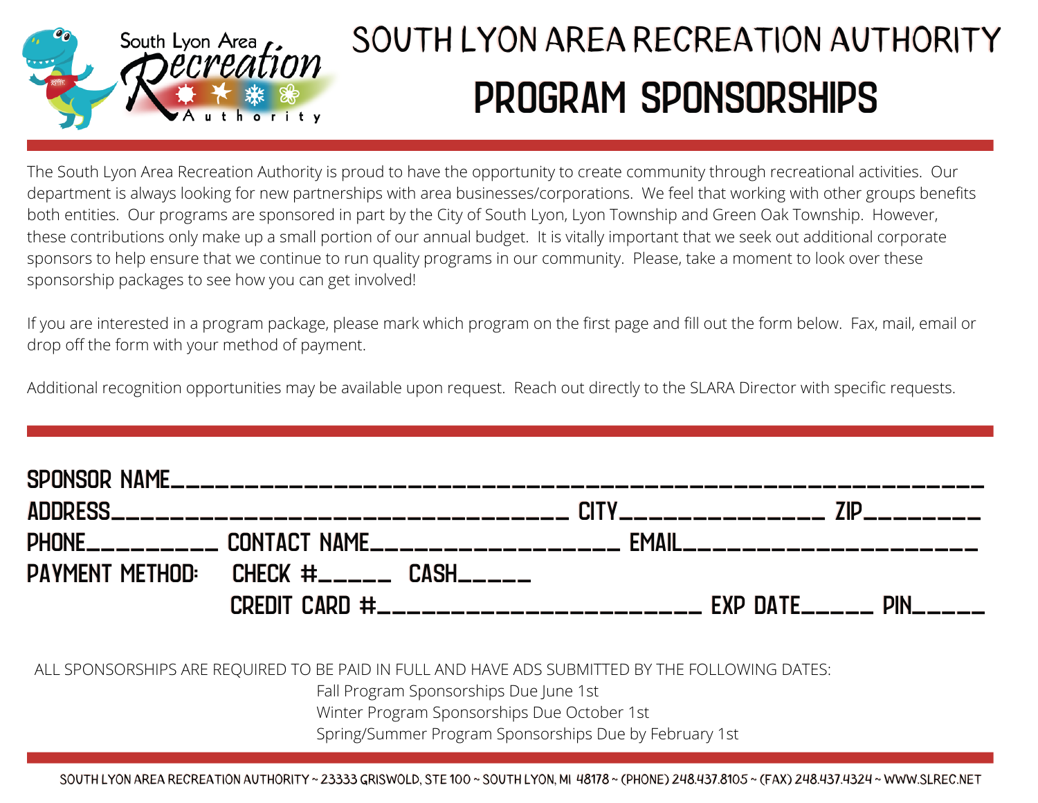South Lyon Area Recreation Authority

# SOUTH LYON AREA RECREATION AUTHORITY

# PROGRAM SPONSORSHIPS

The South Lyon Area Recreation Authority is proud to have the opportunity to create community through recreational activities. Our department is always looking for new partnerships with area businesses/corporations. We feel that working with other groups benefits both entities. Our programs are sponsored in part by the City of South Lyon, Lyon Township and Green Oak Township. However, these contributions only make up a small portion of our annual budget. It is vitally important that we seek out additional corporate sponsors to help ensure that we continue to run quality programs in our community. Please, take a moment to look over these sponsorship packages to see how you can get involved!

If you are interested in a program package, please mark which program on the first page and fill out the form below. Fax, mail, email or drop off the form with your method of payment.

Additional recognition opportunities may be available upon request. Reach out directly to the SLARA Director with specific requests.

---

**SPONSOR NAME**_______________________________________________________

**ADDRESS**________________________________ **CITY**______________ **ZIP**________

**PHONE**_________ **CONTACT NAME**_________________ **EMAIL**____________________

**PAYMENT METHOD:** **CHECK #**_____ **CASH**_____

**CREDIT CARD #**______________________ **EXP DATE**_____ **PIN**_____

ALL SPONSORSHIPS ARE REQUIRED TO BE PAID IN FULL AND HAVE ADS SUBMITTED BY THE FOLLOWING DATES:

Fall Program Sponsorships Due June 1st
Winter Program Sponsorships Due October 1st
Spring/Summer Program Sponsorships Due by February 1st

SOUTH LYON AREA RECREATION AUTHORITY ~ 23333 GRISWOLD, STE 100 ~ SOUTH LYON, MI 48178 ~ (PHONE) 248.437.8105 ~ (FAX) 248.437.4324 ~ WWW.SLREC.NET